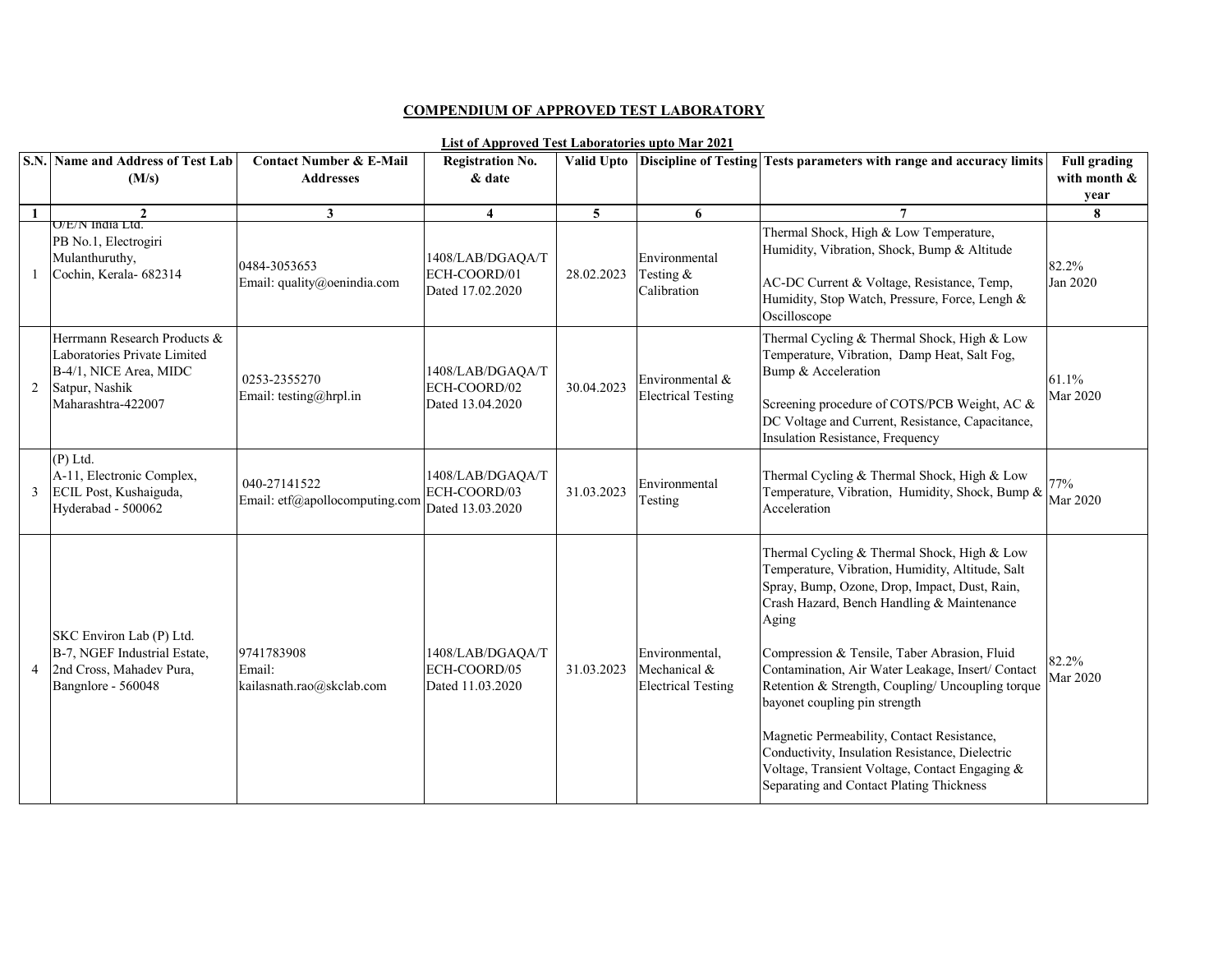**COMPENDIUM OF APPROVED TEST LABORATORY**

**List of Approved Test Laboratories upto Mar 2021**

| S.N. | Name and Address of Test Lab (M/s) | Contact Number & E-Mail Addresses | Registration No. & date | Valid Upto | Discipline of Testing | Tests parameters with range and accuracy limits | Full grading with month & year |
|---|---|---|---|---|---|---|---|
| 1 | 2 | 3 | 4 | 5 | 6 | 7 | 8 |
| 1 | O/E/N India Ltd. PB No.1, Electrogiri Mulanthuruthy, Cochin, Kerala- 682314 | 0484-3053653 Email: quality@oenindia.com | 1408/LAB/DGAQA/TECH-COORD/01 Dated 17.02.2020 | 28.02.2023 | Environmental Testing & Calibration | Thermal Shock, High & Low Temperature, Humidity, Vibration, Shock, Bump & Altitude<br><br>AC-DC Current & Voltage, Resistance, Temp, Humidity, Stop Watch, Pressure, Force, Lengh & Oscilloscope | 82.2% Jan 2020 |
| 2 | Herrmann Research Products & Laboratories Private Limited B-4/1, NICE Area, MIDC Satpur, Nashik Maharashtra-422007 | 0253-2355270 Email: testing@hrpl.in | 1408/LAB/DGAQA/TECH-COORD/02 Dated 13.04.2020 | 30.04.2023 | Environmental & Electrical Testing | Thermal Cycling & Thermal Shock, High & Low Temperature, Vibration, Damp Heat, Salt Fog, Bump & Acceleration<br><br>Screening procedure of COTS/PCB Weight, AC & DC Voltage and Current, Resistance, Capacitance, Insulation Resistance, Frequency | 61.1% Mar 2020 |
| 3 | (P) Ltd. A-11, Electronic Complex, ECIL Post, Kushaiguda, Hyderabad - 500062 | 040-27141522 Email: etf@apollocomputing.com | 1408/LAB/DGAQA/TECH-COORD/03 Dated 13.03.2020 | 31.03.2023 | Environmental Testing | Thermal Cycling & Thermal Shock, High & Low Temperature, Vibration, Humidity, Shock, Bump & Acceleration | 77% Mar 2020 |
| 4 | SKC Environ Lab (P) Ltd. B-7, NGEF Industrial Estate, 2nd Cross, Mahadev Pura, Bangnlore - 560048 | 9741783908 Email: kailasnath.rao@skclab.com | 1408/LAB/DGAQA/TECH-COORD/05 Dated 11.03.2020 | 31.03.2023 | Environmental, Mechanical & Electrical Testing | Thermal Cycling & Thermal Shock, High & Low Temperature, Vibration, Humidity, Altitude, Salt Spray, Bump, Ozone, Drop, Impact, Dust, Rain, Crash Hazard, Bench Handling & Maintenance Aging<br><br>Compression & Tensile, Taber Abrasion, Fluid Contamination, Air Water Leakage, Insert/ Contact Retention & Strength, Coupling/ Uncoupling torque bayonet coupling pin strength<br><br>Magnetic Permeability, Contact Resistance, Conductivity, Insulation Resistance, Dielectric Voltage, Transient Voltage, Contact Engaging & Separating and Contact Plating Thickness | 82.2% Mar 2020 |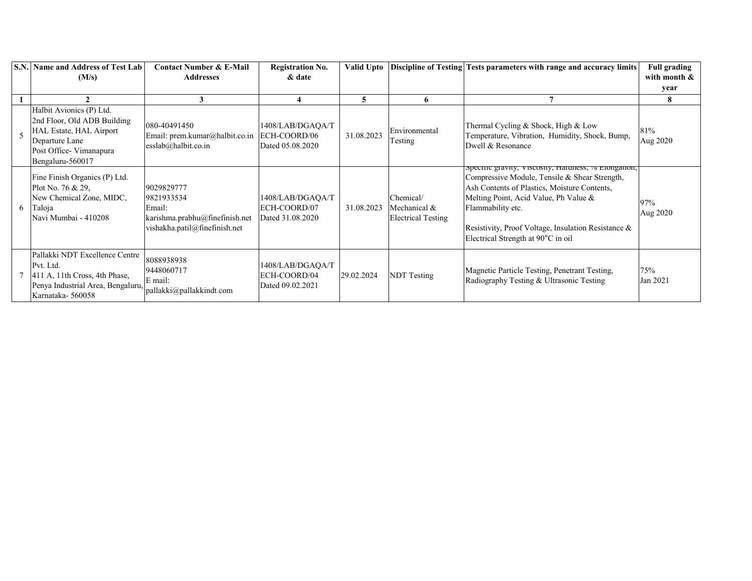| S.N. | Name and Address of Test Lab (M/s) | Contact Number & E-Mail Addresses | Registration No. & date | Valid Upto | Discipline of Testing | Tests parameters with range and accuracy limits | Full grading with month & year |
|---|---|---|---|---|---|---|---|
| 1 | 2 | 3 | 4 | 5 | 6 | 7 | 8 |
| 5 | Halbit Avionics (P) Ltd. 2nd Floor, Old ADB Building HAL Estate, HAL Airport Departure Lane Post Office- Vimanapura Bengaluru-560017 | 080-40491450 Email: prem.kumar@halbit.co.in esslab@halbit.co.in | 1408/LAB/DGAQA/TECH-COORD/06 Dated 05.08.2020 | 31.08.2023 | Environmental Testing | Thermal Cycling & Shock, High & Low Temperature, Vibration, Humidity, Shock, Bump, Dwell & Resonance | 81% Aug 2020 |
| 6 | Fine Finish Organics (P) Ltd. Plot No. 76 & 29, New Chemical Zone, MIDC, Taloja Navi Mumbai - 410208 | 9029829777 9821933534 Email: karishma.prabhu@finefinish.net vishakha.patil@finefinish.net | 1408/LAB/DGAQA/TECH-COORD/07 Dated 31.08.2020 | 31.08.2023 | Chemical/ Mechanical & Electrical Testing | Specific gravity, Viscosity, Hardness, % Elongation, Compressive Module, Tensile & Shear Strength, Ash Contents of Plastics, Moisture Contents, Melting Point, Acid Value, Ph Value & Flammability etc. Resistivity, Proof Voltage, Insulation Resistance & Electrical Strength at 90°C in oil | 97% Aug 2020 |
| 7 | Pallakki NDT Excellence Centre Pvt. Ltd. 411 A, 11th Cross, 4th Phase, Penya Industrial Area, Bengaluru, Karnataka- 560058 | 8088938938 9448060717 E mail: pallakki@pallakkindt.com | 1408/LAB/DGAQA/TECH-COORD/04 Dated 09.02.2021 | 29.02.2024 | NDT Testing | Magnetic Particle Testing, Penetrant Testing, Radiography Testing & Ultrasonic Testing | 75% Jan 2021 |